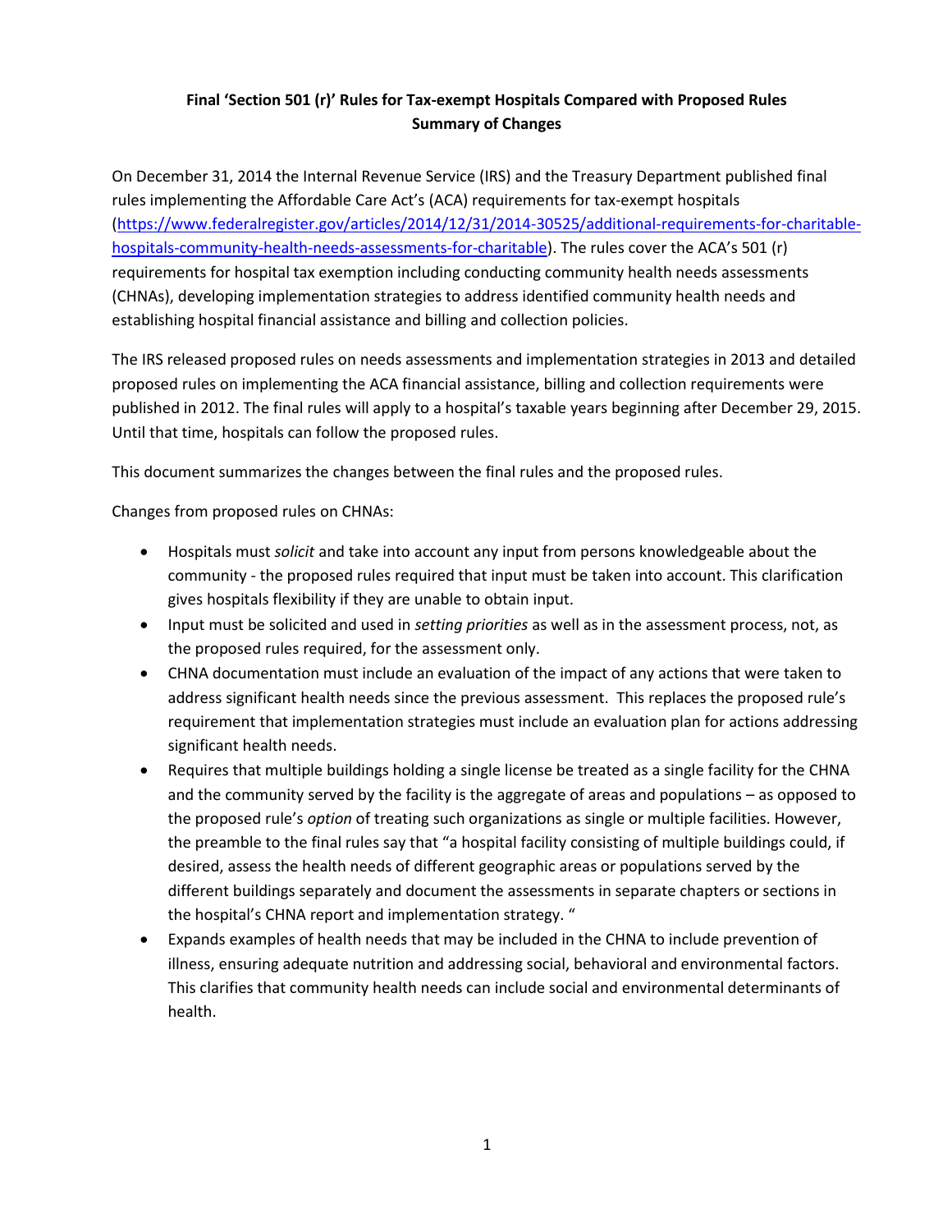# Final 'Section 501 (r)' Rules for Tax-exempt Hospitals Compared with Proposed Rules
## Summary of Changes

On December 31, 2014 the Internal Revenue Service (IRS) and the Treasury Department published final rules implementing the Affordable Care Act's (ACA) requirements for tax-exempt hospitals ([https://www.federalregister.gov/articles/2014/12/31/2014-30525/additional-requirements-for-charitable-hospitals-community-health-needs-assessments-for-charitable](https://www.federalregister.gov/articles/2014/12/31/2014-30525/additional-requirements-for-charitable-hospitals-community-health-needs-assessments-for-charitable)). The rules cover the ACA's 501 (r) requirements for hospital tax exemption including conducting community health needs assessments (CHNAs), developing implementation strategies to address identified community health needs and establishing hospital financial assistance and billing and collection policies.

The IRS released proposed rules on needs assessments and implementation strategies in 2013 and detailed proposed rules on implementing the ACA financial assistance, billing and collection requirements were published in 2012. The final rules will apply to a hospital's taxable years beginning after December 29, 2015. Until that time, hospitals can follow the proposed rules.

This document summarizes the changes between the final rules and the proposed rules.

Changes from proposed rules on CHNAs:

- Hospitals must *solicit* and take into account any input from persons knowledgeable about the community - the proposed rules required that input must be taken into account. This clarification gives hospitals flexibility if they are unable to obtain input.
- Input must be solicited and used in *setting priorities* as well as in the assessment process, not, as the proposed rules required, for the assessment only.
- CHNA documentation must include an evaluation of the impact of any actions that were taken to address significant health needs since the previous assessment. This replaces the proposed rule's requirement that implementation strategies must include an evaluation plan for actions addressing significant health needs.
- Requires that multiple buildings holding a single license be treated as a single facility for the CHNA and the community served by the facility is the aggregate of areas and populations – as opposed to the proposed rule's *option* of treating such organizations as single or multiple facilities. However, the preamble to the final rules say that "a hospital facility consisting of multiple buildings could, if desired, assess the health needs of different geographic areas or populations served by the different buildings separately and document the assessments in separate chapters or sections in the hospital's CHNA report and implementation strategy. "
- Expands examples of health needs that may be included in the CHNA to include prevention of illness, ensuring adequate nutrition and addressing social, behavioral and environmental factors. This clarifies that community health needs can include social and environmental determinants of health.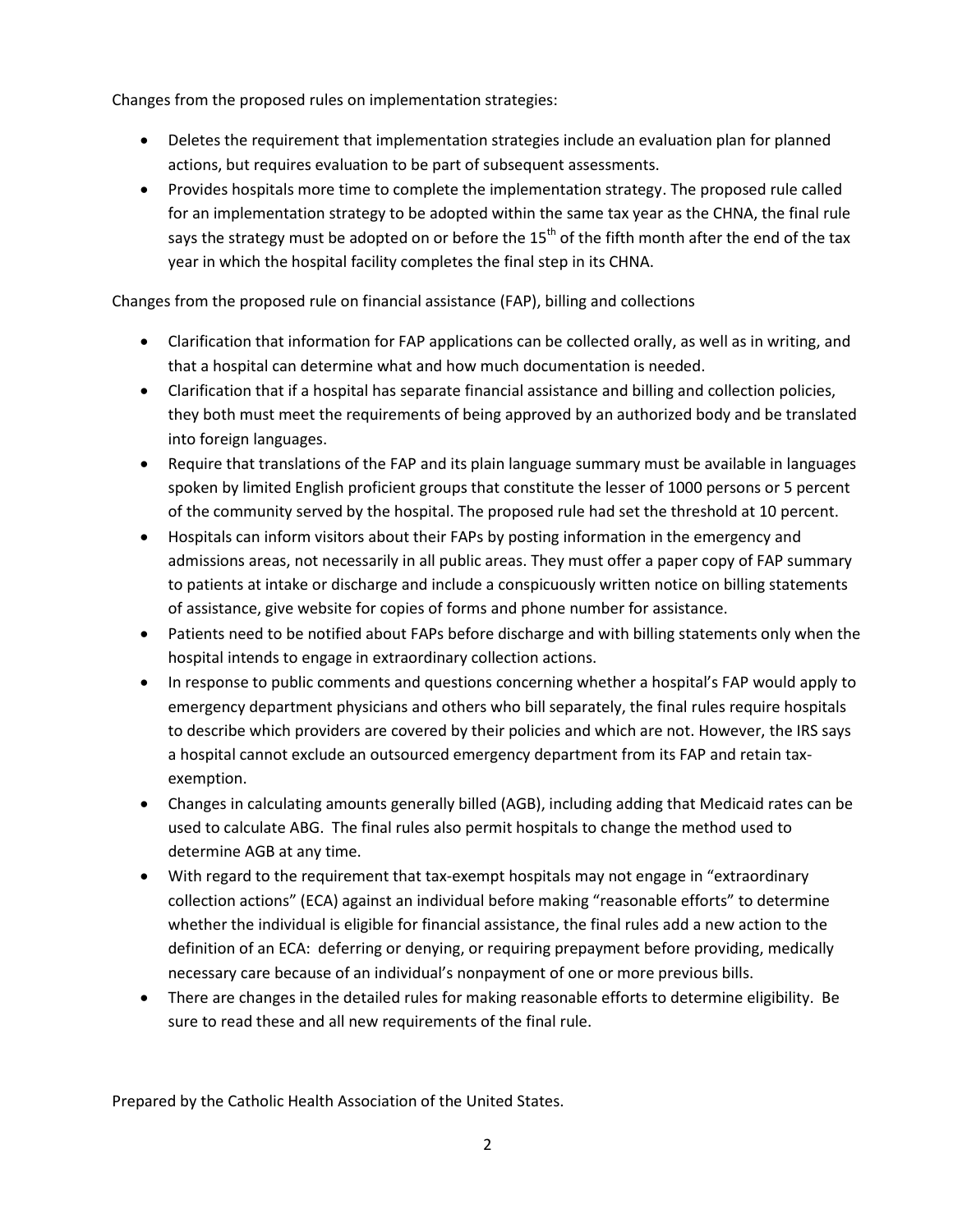Changes from the proposed rules on implementation strategies:

- Deletes the requirement that implementation strategies include an evaluation plan for planned actions, but requires evaluation to be part of subsequent assessments.
- Provides hospitals more time to complete the implementation strategy. The proposed rule called for an implementation strategy to be adopted within the same tax year as the CHNA, the final rule says the strategy must be adopted on or before the 15th of the fifth month after the end of the tax year in which the hospital facility completes the final step in its CHNA.

Changes from the proposed rule on financial assistance (FAP), billing and collections

- Clarification that information for FAP applications can be collected orally, as well as in writing, and that a hospital can determine what and how much documentation is needed.
- Clarification that if a hospital has separate financial assistance and billing and collection policies, they both must meet the requirements of being approved by an authorized body and be translated into foreign languages.
- Require that translations of the FAP and its plain language summary must be available in languages spoken by limited English proficient groups that constitute the lesser of 1000 persons or 5 percent of the community served by the hospital. The proposed rule had set the threshold at 10 percent.
- Hospitals can inform visitors about their FAPs by posting information in the emergency and admissions areas, not necessarily in all public areas. They must offer a paper copy of FAP summary to patients at intake or discharge and include a conspicuously written notice on billing statements of assistance, give website for copies of forms and phone number for assistance.
- Patients need to be notified about FAPs before discharge and with billing statements only when the hospital intends to engage in extraordinary collection actions.
- In response to public comments and questions concerning whether a hospital's FAP would apply to emergency department physicians and others who bill separately, the final rules require hospitals to describe which providers are covered by their policies and which are not. However, the IRS says a hospital cannot exclude an outsourced emergency department from its FAP and retain tax-exemption.
- Changes in calculating amounts generally billed (AGB), including adding that Medicaid rates can be used to calculate ABG. The final rules also permit hospitals to change the method used to determine AGB at any time.
- With regard to the requirement that tax-exempt hospitals may not engage in "extraordinary collection actions" (ECA) against an individual before making "reasonable efforts" to determine whether the individual is eligible for financial assistance, the final rules add a new action to the definition of an ECA: deferring or denying, or requiring prepayment before providing, medically necessary care because of an individual's nonpayment of one or more previous bills.
- There are changes in the detailed rules for making reasonable efforts to determine eligibility. Be sure to read these and all new requirements of the final rule.

Prepared by the Catholic Health Association of the United States.